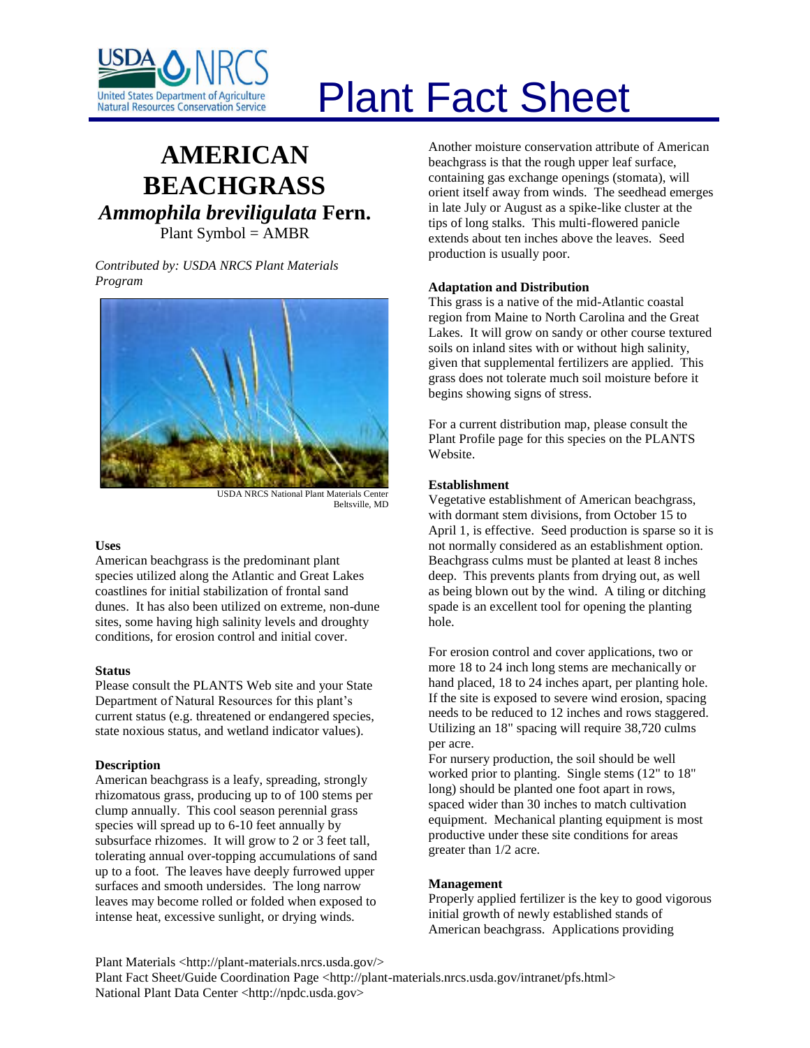# Plant Fact Sheet

## AMERICAN BEACHGRASS

## *Ammophila breviligulata* Fern.

Plant Symbol = AMBR

*Contributed by: USDA NRCS Plant Materials Program*

USDA NRCS National Plant Materials Center Beltsville, MD

### Uses

American beachgrass is the predominant plant species utilized along the Atlantic and Great Lakes coastlines for initial stabilization of frontal sand dunes. It has also been utilized on extreme, non-dune sites, some having high salinity levels and droughty conditions, for erosion control and initial cover.

### Status

Please consult the PLANTS Web site and your State Department of Natural Resources for this plant's current status (e.g. threatened or endangered species, state noxious status, and wetland indicator values).

### Description

American beachgrass is a leafy, spreading, strongly rhizomatous grass, producing up to of 100 stems per clump annually. This cool season perennial grass species will spread up to 6-10 feet annually by subsurface rhizomes. It will grow to 2 or 3 feet tall, tolerating annual over-topping accumulations of sand up to a foot. The leaves have deeply furrowed upper surfaces and smooth undersides. The long narrow leaves may become rolled or folded when exposed to intense heat, excessive sunlight, or drying winds.

Another moisture conservation attribute of American beachgrass is that the rough upper leaf surface, containing gas exchange openings (stomata), will orient itself away from winds. The seedhead emerges in late July or August as a spike-like cluster at the tips of long stalks. This multi-flowered panicle extends about ten inches above the leaves. Seed production is usually poor.

### Adaptation and Distribution

This grass is a native of the mid-Atlantic coastal region from Maine to North Carolina and the Great Lakes. It will grow on sandy or other course textured soils on inland sites with or without high salinity, given that supplemental fertilizers are applied. This grass does not tolerate much soil moisture before it begins showing signs of stress.

For a current distribution map, please consult the Plant Profile page for this species on the PLANTS Website.

### Establishment

Vegetative establishment of American beachgrass, with dormant stem divisions, from October 15 to April 1, is effective. Seed production is sparse so it is not normally considered as an establishment option. Beachgrass culms must be planted at least 8 inches deep. This prevents plants from drying out, as well as being blown out by the wind. A tiling or ditching spade is an excellent tool for opening the planting hole.

For erosion control and cover applications, two or more 18 to 24 inch long stems are mechanically or hand placed, 18 to 24 inches apart, per planting hole. If the site is exposed to severe wind erosion, spacing needs to be reduced to 12 inches and rows staggered. Utilizing an 18" spacing will require 38,720 culms per acre.

For nursery production, the soil should be well worked prior to planting. Single stems (12" to 18" long) should be planted one foot apart in rows, spaced wider than 30 inches to match cultivation equipment. Mechanical planting equipment is most productive under these site conditions for areas greater than 1/2 acre.

### Management

Properly applied fertilizer is the key to good vigorous initial growth of newly established stands of American beachgrass. Applications providing

Plant Materials <http://plant-materials.nrcs.usda.gov/>
Plant Fact Sheet/Guide Coordination Page <http://plant-materials.nrcs.usda.gov/intranet/pfs.html>
National Plant Data Center <http://npdc.usda.gov>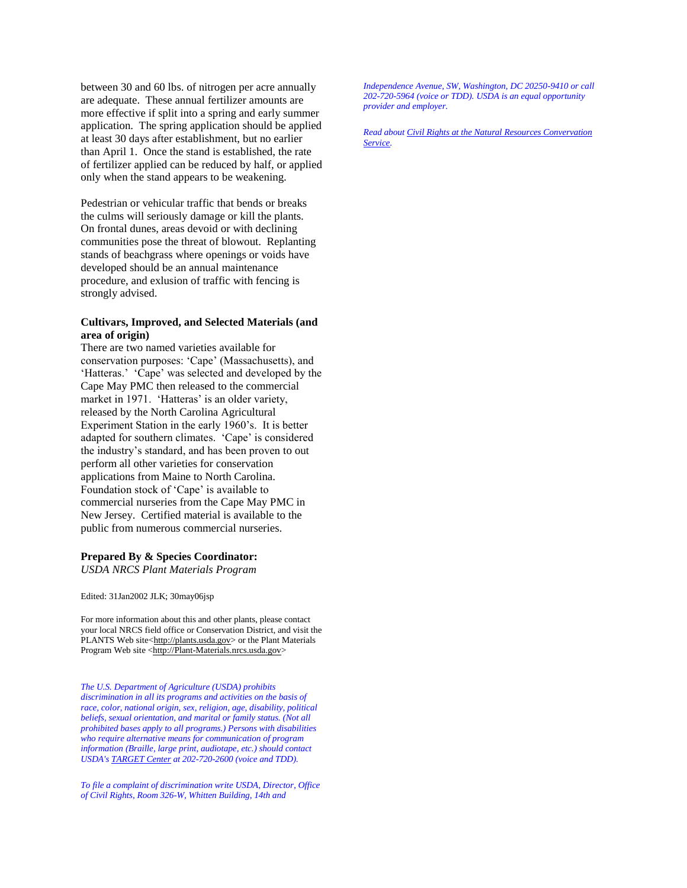between 30 and 60 lbs. of nitrogen per acre annually are adequate. These annual fertilizer amounts are more effective if split into a spring and early summer application. The spring application should be applied at least 30 days after establishment, but no earlier than April 1. Once the stand is established, the rate of fertilizer applied can be reduced by half, or applied only when the stand appears to be weakening.

Pedestrian or vehicular traffic that bends or breaks the culms will seriously damage or kill the plants. On frontal dunes, areas devoid or with declining communities pose the threat of blowout. Replanting stands of beachgrass where openings or voids have developed should be an annual maintenance procedure, and exlusion of traffic with fencing is strongly advised.

**Cultivars, Improved, and Selected Materials (and area of origin)**

There are two named varieties available for conservation purposes: 'Cape' (Massachusetts), and 'Hatteras.' 'Cape' was selected and developed by the Cape May PMC then released to the commercial market in 1971. 'Hatteras' is an older variety, released by the North Carolina Agricultural Experiment Station in the early 1960's. It is better adapted for southern climates. 'Cape' is considered the industry's standard, and has been proven to out perform all other varieties for conservation applications from Maine to North Carolina. Foundation stock of 'Cape' is available to commercial nurseries from the Cape May PMC in New Jersey. Certified material is available to the public from numerous commercial nurseries.

**Prepared By & Species Coordinator:**

*USDA NRCS Plant Materials Program*

Edited: 31Jan2002 JLK; 30may06jsp

For more information about this and other plants, please contact your local NRCS field office or Conservation District, and visit the PLANTS Web site<http://plants.usda.gov> or the Plant Materials Program Web site <http://Plant-Materials.nrcs.usda.gov>

*The U.S. Department of Agriculture (USDA) prohibits discrimination in all its programs and activities on the basis of race, color, national origin, sex, religion, age, disability, political beliefs, sexual orientation, and marital or family status. (Not all prohibited bases apply to all programs.) Persons with disabilities who require alternative means for communication of program information (Braille, large print, audiotape, etc.) should contact USDA's TARGET Center at 202-720-2600 (voice and TDD).*

*To file a complaint of discrimination write USDA, Director, Office of Civil Rights, Room 326-W, Whitten Building, 14th and Independence Avenue, SW, Washington, DC 20250-9410 or call 202-720-5964 (voice or TDD). USDA is an equal opportunity provider and employer.*

*Read about Civil Rights at the Natural Resources Conservation Service.*